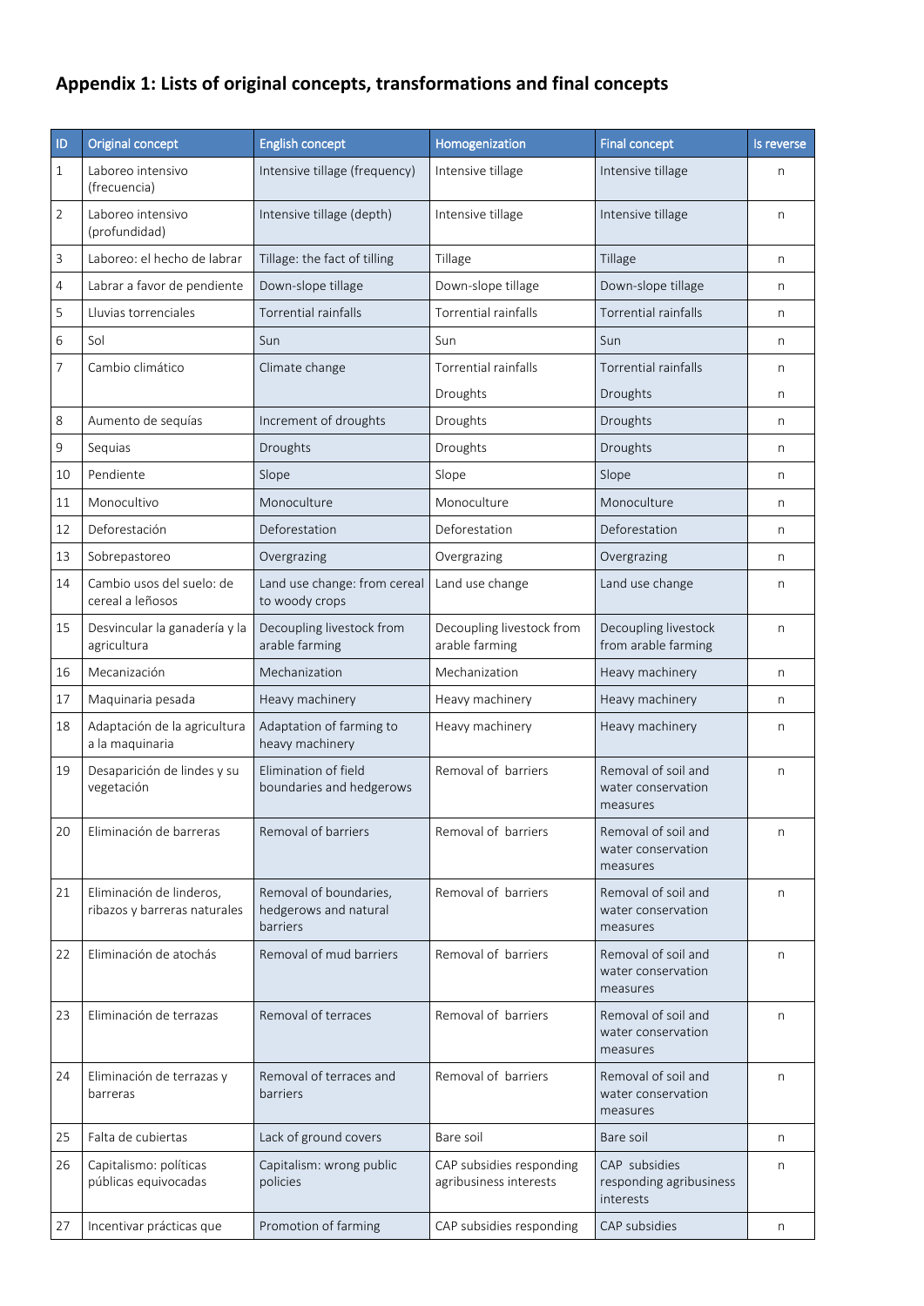## Appendix 1: Lists of original concepts, transformations and final concepts

| ID | Original concept | English concept | Homogenization | Final concept | Is reverse |
|---|---|---|---|---|---|
| 1 | Laboreo intensivo (frecuencia) | Intensive tillage (frequency) | Intensive tillage | Intensive tillage | n |
| 2 | Laboreo intensivo (profundidad) | Intensive tillage (depth) | Intensive tillage | Intensive tillage | n |
| 3 | Laboreo: el hecho de labrar | Tillage: the fact of tilling | Tillage | Tillage | n |
| 4 | Labrar a favor de pendiente | Down-slope tillage | Down-slope tillage | Down-slope tillage | n |
| 5 | Lluvias torrenciales | Torrential rainfalls | Torrential rainfalls | Torrential rainfalls | n |
| 6 | Sol | Sun | Sun | Sun | n |
| 7 | Cambio climático | Climate change | Torrential rainfalls | Torrential rainfalls | n |
| | | | Droughts | Droughts | n |
| 8 | Aumento de sequías | Increment of droughts | Droughts | Droughts | n |
| 9 | Sequias | Droughts | Droughts | Droughts | n |
| 10 | Pendiente | Slope | Slope | Slope | n |
| 11 | Monocultivo | Monoculture | Monoculture | Monoculture | n |
| 12 | Deforestación | Deforestation | Deforestation | Deforestation | n |
| 13 | Sobrepastoreo | Overgrazing | Overgrazing | Overgrazing | n |
| 14 | Cambio usos del suelo: de cereal a leñosos | Land use change: from cereal to woody crops | Land use change | Land use change | n |
| 15 | Desvincular la ganadería y la agricultura | Decoupling livestock from arable farming | Decoupling livestock from arable farming | Decoupling livestock from arable farming | n |
| 16 | Mecanización | Mechanization | Mechanization | Heavy machinery | n |
| 17 | Maquinaria pesada | Heavy machinery | Heavy machinery | Heavy machinery | n |
| 18 | Adaptación de la agricultura a la maquinaria | Adaptation of farming to heavy machinery | Heavy machinery | Heavy machinery | n |
| 19 | Desaparición de lindes y su vegetación | Elimination of field boundaries and hedgerows | Removal of barriers | Removal of soil and water conservation measures | n |
| 20 | Eliminación de barreras | Removal of barriers | Removal of barriers | Removal of soil and water conservation measures | n |
| 21 | Eliminación de linderos, ribazos y barreras naturales | Removal of boundaries, hedgerows and natural barriers | Removal of barriers | Removal of soil and water conservation measures | n |
| 22 | Eliminación de atochás | Removal of mud barriers | Removal of barriers | Removal of soil and water conservation measures | n |
| 23 | Eliminación de terrazas | Removal of terraces | Removal of barriers | Removal of soil and water conservation measures | n |
| 24 | Eliminación de terrazas y barreras | Removal of terraces and barriers | Removal of barriers | Removal of soil and water conservation measures | n |
| 25 | Falta de cubiertas | Lack of ground covers | Bare soil | Bare soil | n |
| 26 | Capitalismo: políticas públicas equivocadas | Capitalism: wrong public policies | CAP subsidies responding agribusiness interests | CAP subsidies responding agribusiness interests | n |
| 27 | Incentivar prácticas que | Promotion of farming | CAP subsidies responding | CAP subsidies | n |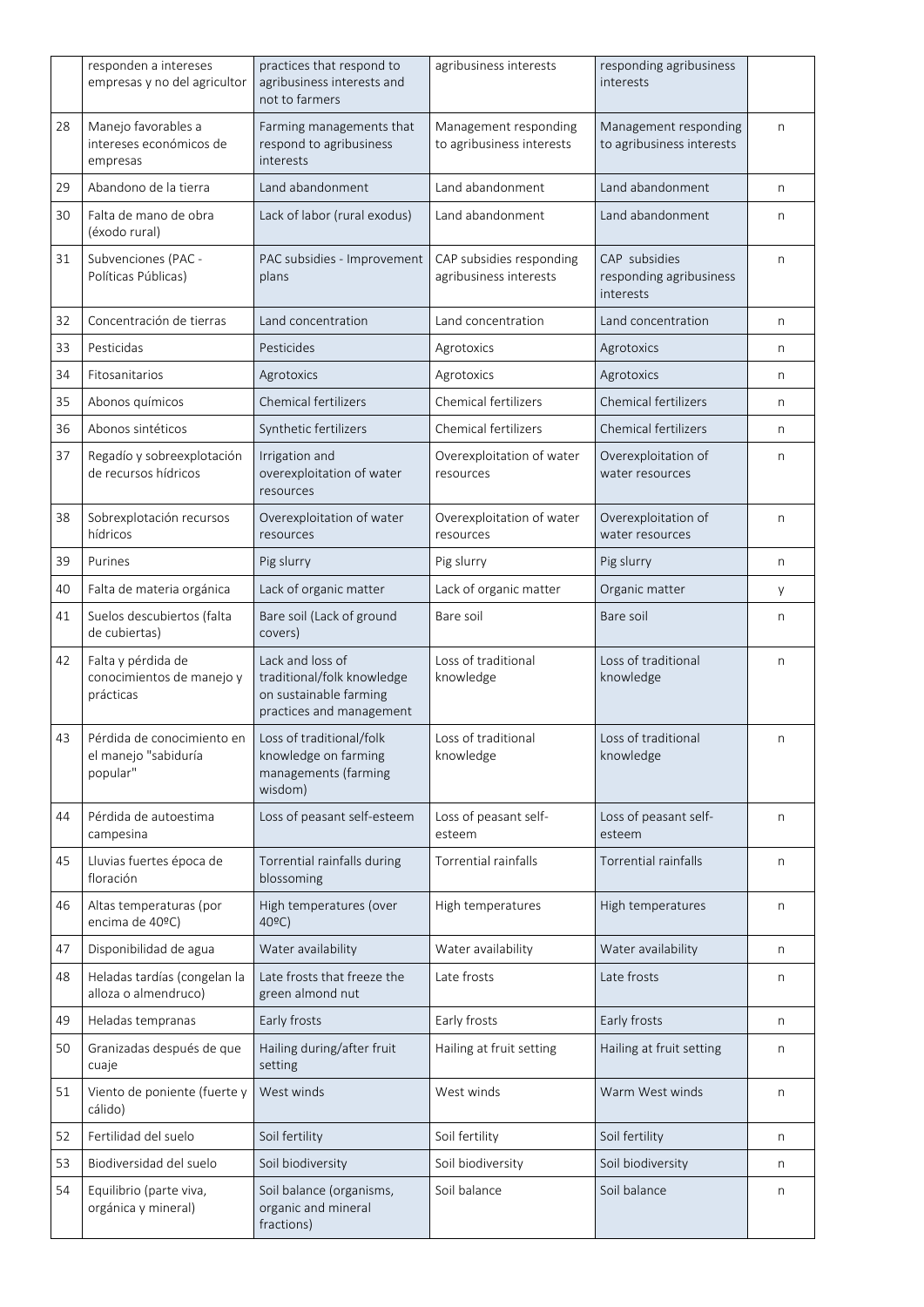| | | | | | |
|---|---|---|---|---|---|
| | responden a intereses empresas y no del agricultor | practices that respond to agribusiness interests and not to farmers | agribusiness interests | responding agribusiness interests | |
| 28 | Manejo favorables a intereses económicos de empresas | Farming managements that respond to agribusiness interests | Management responding to agribusiness interests | Management responding to agribusiness interests | n |
| 29 | Abandono de la tierra | Land abandonment | Land abandonment | Land abandonment | n |
| 30 | Falta de mano de obra (éxodo rural) | Lack of labor (rural exodus) | Land abandonment | Land abandonment | n |
| 31 | Subvenciones (PAC - Políticas Públicas) | PAC subsidies - Improvement plans | CAP subsidies responding agribusiness interests | CAP subsidies responding agribusiness interests | n |
| 32 | Concentración de tierras | Land concentration | Land concentration | Land concentration | n |
| 33 | Pesticidas | Pesticides | Agrotoxics | Agrotoxics | n |
| 34 | Fitosanitarios | Agrotoxics | Agrotoxics | Agrotoxics | n |
| 35 | Abonos químicos | Chemical fertilizers | Chemical fertilizers | Chemical fertilizers | n |
| 36 | Abonos sintéticos | Synthetic fertilizers | Chemical fertilizers | Chemical fertilizers | n |
| 37 | Regadío y sobreexplotación de recursos hídricos | Irrigation and overexploitation of water resources | Overexploitation of water resources | Overexploitation of water resources | n |
| 38 | Sobrexplotación recursos hídricos | Overexploitation of water resources | Overexploitation of water resources | Overexploitation of water resources | n |
| 39 | Purines | Pig slurry | Pig slurry | Pig slurry | n |
| 40 | Falta de materia orgánica | Lack of organic matter | Lack of organic matter | Organic matter | y |
| 41 | Suelos descubiertos (falta de cubiertas) | Bare soil (Lack of ground covers) | Bare soil | Bare soil | n |
| 42 | Falta y pérdida de conocimientos de manejo y prácticas | Lack and loss of traditional/folk knowledge on sustainable farming practices and management | Loss of traditional knowledge | Loss of traditional knowledge | n |
| 43 | Pérdida de conocimiento en el manejo "sabiduría popular" | Loss of traditional/folk knowledge on farming managements (farming wisdom) | Loss of traditional knowledge | Loss of traditional knowledge | n |
| 44 | Pérdida de autoestima campesina | Loss of peasant self-esteem | Loss of peasant self-esteem | Loss of peasant self-esteem | n |
| 45 | Lluvias fuertes época de floración | Torrential rainfalls during blossoming | Torrential rainfalls | Torrential rainfalls | n |
| 46 | Altas temperaturas (por encima de 40ºC) | High temperatures (over 40ºC) | High temperatures | High temperatures | n |
| 47 | Disponibilidad de agua | Water availability | Water availability | Water availability | n |
| 48 | Heladas tardías (congelan la alloza o almendruco) | Late frosts that freeze the green almond nut | Late frosts | Late frosts | n |
| 49 | Heladas tempranas | Early frosts | Early frosts | Early frosts | n |
| 50 | Granizadas después de que cuaje | Hailing during/after fruit setting | Hailing at fruit setting | Hailing at fruit setting | n |
| 51 | Viento de poniente (fuerte y cálido) | West winds | West winds | Warm West winds | n |
| 52 | Fertilidad del suelo | Soil fertility | Soil fertility | Soil fertility | n |
| 53 | Biodiversidad del suelo | Soil biodiversity | Soil biodiversity | Soil biodiversity | n |
| 54 | Equilibrio (parte viva, orgánica y mineral) | Soil balance (organisms, organic and mineral fractions) | Soil balance | Soil balance | n |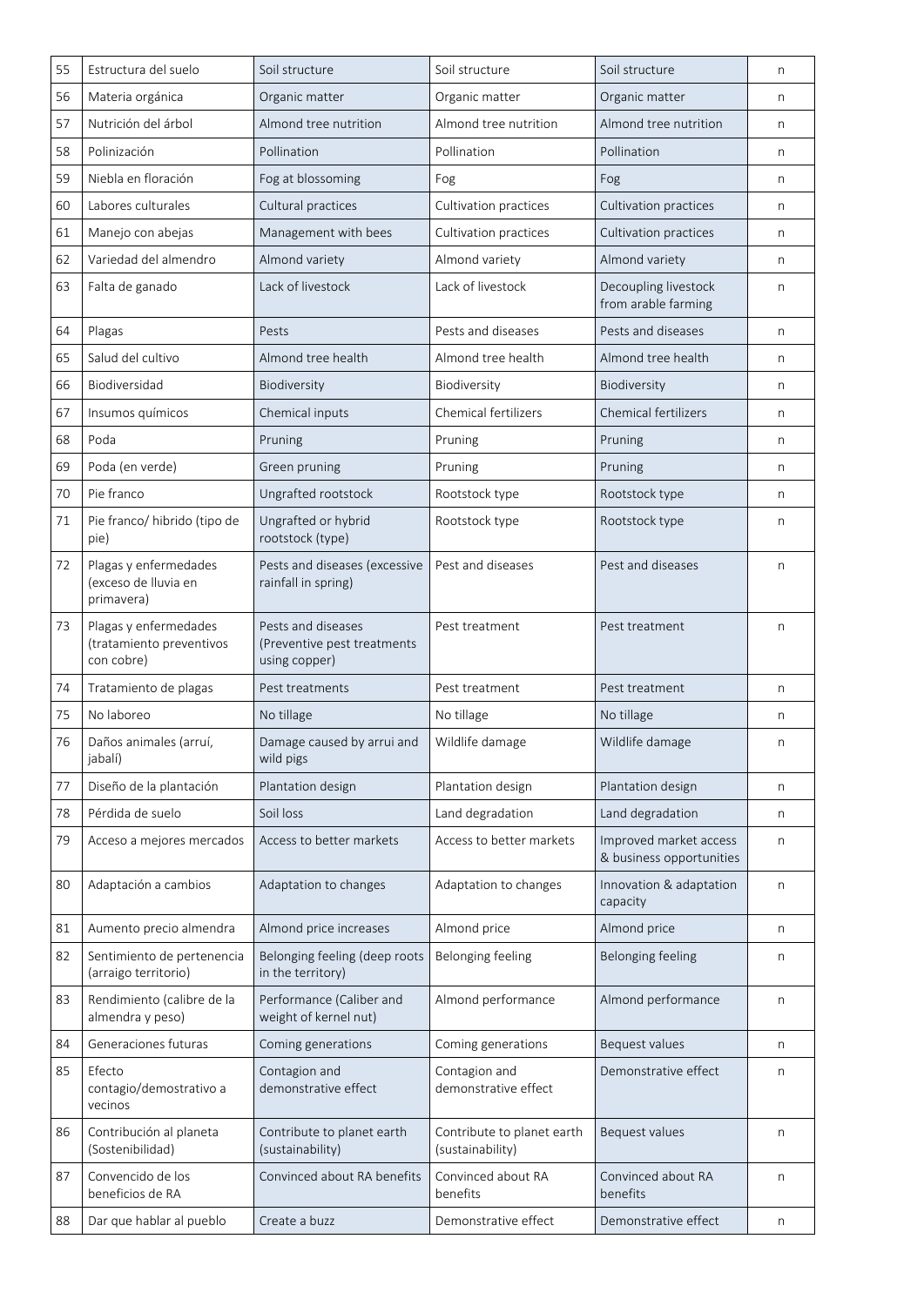| 55 | Estructura del suelo | Soil structure | Soil structure | Soil structure | n |
|---|---|---|---|---|---|
| 56 | Materia orgánica | Organic matter | Organic matter | Organic matter | n |
| 57 | Nutrición del árbol | Almond tree nutrition | Almond tree nutrition | Almond tree nutrition | n |
| 58 | Polinización | Pollination | Pollination | Pollination | n |
| 59 | Niebla en floración | Fog at blossoming | Fog | Fog | n |
| 60 | Labores culturales | Cultural practices | Cultivation practices | Cultivation practices | n |
| 61 | Manejo con abejas | Management with bees | Cultivation practices | Cultivation practices | n |
| 62 | Variedad del almendro | Almond variety | Almond variety | Almond variety | n |
| 63 | Falta de ganado | Lack of livestock | Lack of livestock | Decoupling livestock from arable farming | n |
| 64 | Plagas | Pests | Pests and diseases | Pests and diseases | n |
| 65 | Salud del cultivo | Almond tree health | Almond tree health | Almond tree health | n |
| 66 | Biodiversidad | Biodiversity | Biodiversity | Biodiversity | n |
| 67 | Insumos químicos | Chemical inputs | Chemical fertilizers | Chemical fertilizers | n |
| 68 | Poda | Pruning | Pruning | Pruning | n |
| 69 | Poda (en verde) | Green pruning | Pruning | Pruning | n |
| 70 | Pie franco | Ungrafted rootstock | Rootstock type | Rootstock type | n |
| 71 | Pie franco/ hibrido (tipo de pie) | Ungrafted or hybrid rootstock (type) | Rootstock type | Rootstock type | n |
| 72 | Plagas y enfermedades (exceso de lluvia en primavera) | Pests and diseases (excessive rainfall in spring) | Pest and diseases | Pest and diseases | n |
| 73 | Plagas y enfermedades (tratamiento preventivos con cobre) | Pests and diseases (Preventive pest treatments using copper) | Pest treatment | Pest treatment | n |
| 74 | Tratamiento de plagas | Pest treatments | Pest treatment | Pest treatment | n |
| 75 | No laboreo | No tillage | No tillage | No tillage | n |
| 76 | Daños animales (arruí, jabalí) | Damage caused by arrui and wild pigs | Wildlife damage | Wildlife damage | n |
| 77 | Diseño de la plantación | Plantation design | Plantation design | Plantation design | n |
| 78 | Pérdida de suelo | Soil loss | Land degradation | Land degradation | n |
| 79 | Acceso a mejores mercados | Access to better markets | Access to better markets | Improved market access & business opportunities | n |
| 80 | Adaptación a cambios | Adaptation to changes | Adaptation to changes | Innovation & adaptation capacity | n |
| 81 | Aumento precio almendra | Almond price increases | Almond price | Almond price | n |
| 82 | Sentimiento de pertenencia (arraigo territorio) | Belonging feeling (deep roots in the territory) | Belonging feeling | Belonging feeling | n |
| 83 | Rendimiento (calibre de la almendra y peso) | Performance (Caliber and weight of kernel nut) | Almond performance | Almond performance | n |
| 84 | Generaciones futuras | Coming generations | Coming generations | Bequest values | n |
| 85 | Efecto contagio/demostrativo a vecinos | Contagion and demonstrative effect | Contagion and demonstrative effect | Demonstrative effect | n |
| 86 | Contribución al planeta (Sostenibilidad) | Contribute to planet earth (sustainability) | Contribute to planet earth (sustainability) | Bequest values | n |
| 87 | Convencido de los beneficios de RA | Convinced about RA benefits | Convinced about RA benefits | Convinced about RA benefits | n |
| 88 | Dar que hablar al pueblo | Create a buzz | Demonstrative effect | Demonstrative effect | n |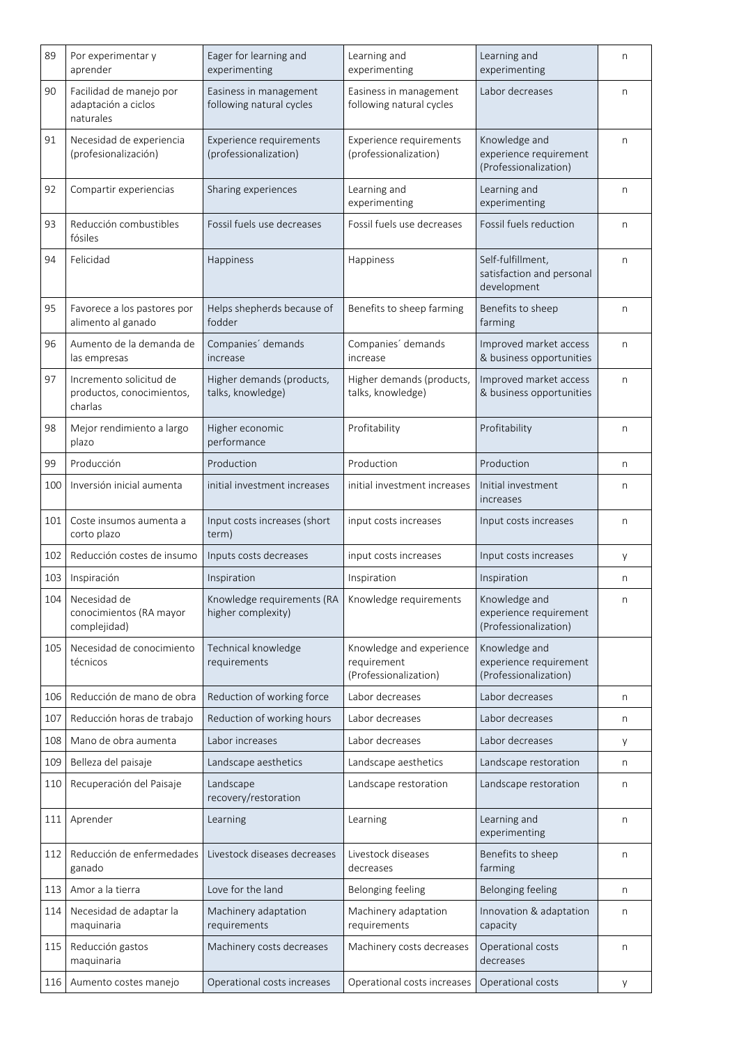| 89 | Por experimentar y aprender | Eager for learning and experimenting | Learning and experimenting | Learning and experimenting | n |
|---|---|---|---|---|---|
| 90 | Facilidad de manejo por adaptación a ciclos naturales | Easiness in management following natural cycles | Easiness in management following natural cycles | Labor decreases | n |
| 91 | Necesidad de experiencia (profesionalización) | Experience requirements (professionalization) | Experience requirements (professionalization) | Knowledge and experience requirement (Professionalization) | n |
| 92 | Compartir experiencias | Sharing experiences | Learning and experimenting | Learning and experimenting | n |
| 93 | Reducción combustibles fósiles | Fossil fuels use decreases | Fossil fuels use decreases | Fossil fuels reduction | n |
| 94 | Felicidad | Happiness | Happiness | Self-fulfillment, satisfaction and personal development | n |
| 95 | Favorece a los pastores por alimento al ganado | Helps shepherds because of fodder | Benefits to sheep farming | Benefits to sheep farming | n |
| 96 | Aumento de la demanda de las empresas | Companies´ demands increase | Companies´ demands increase | Improved market access & business opportunities | n |
| 97 | Incremento solicitud de productos, conocimientos, charlas | Higher demands (products, talks, knowledge) | Higher demands (products, talks, knowledge) | Improved market access & business opportunities | n |
| 98 | Mejor rendimiento a largo plazo | Higher economic performance | Profitability | Profitability | n |
| 99 | Producción | Production | Production | Production | n |
| 100 | Inversión inicial aumenta | initial investment increases | initial investment increases | Initial investment increases | n |
| 101 | Coste insumos aumenta a corto plazo | Input costs increases (short term) | input costs increases | Input costs increases | n |
| 102 | Reducción costes de insumo | Inputs costs decreases | input costs increases | Input costs increases | y |
| 103 | Inspiración | Inspiration | Inspiration | Inspiration | n |
| 104 | Necesidad de conocimientos (RA mayor complejidad) | Knowledge requirements (RA higher complexity) | Knowledge requirements | Knowledge and experience requirement (Professionalization) | n |
| 105 | Necesidad de conocimiento técnicos | Technical knowledge requirements | Knowledge and experience requirement (Professionalization) | Knowledge and experience requirement (Professionalization) | |
| 106 | Reducción de mano de obra | Reduction of working force | Labor decreases | Labor decreases | n |
| 107 | Reducción horas de trabajo | Reduction of working hours | Labor decreases | Labor decreases | n |
| 108 | Mano de obra aumenta | Labor increases | Labor decreases | Labor decreases | y |
| 109 | Belleza del paisaje | Landscape aesthetics | Landscape aesthetics | Landscape restoration | n |
| 110 | Recuperación del Paisaje | Landscape recovery/restoration | Landscape restoration | Landscape restoration | n |
| 111 | Aprender | Learning | Learning | Learning and experimenting | n |
| 112 | Reducción de enfermedades ganado | Livestock diseases decreases | Livestock diseases decreases | Benefits to sheep farming | n |
| 113 | Amor a la tierra | Love for the land | Belonging feeling | Belonging feeling | n |
| 114 | Necesidad de adaptar la maquinaria | Machinery adaptation requirements | Machinery adaptation requirements | Innovation & adaptation capacity | n |
| 115 | Reducción gastos maquinaria | Machinery costs decreases | Machinery costs decreases | Operational costs decreases | n |
| 116 | Aumento costes manejo | Operational costs increases | Operational costs increases | Operational costs | y |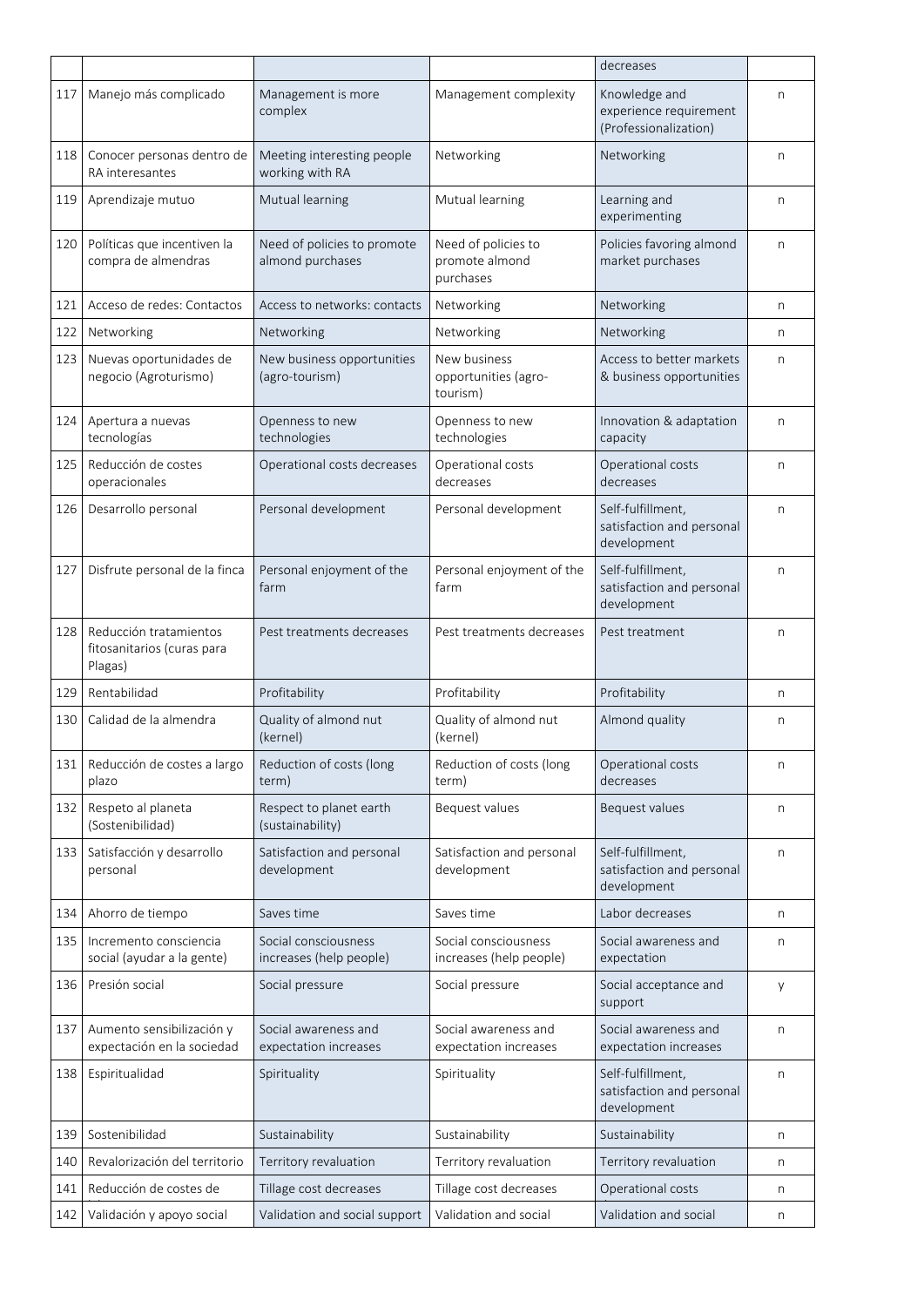|  |  |  |  | decreases |  |
|---|---|---|---|---|---|
| 117 | Manejo más complicado | Management is more complex | Management complexity | Knowledge and experience requirement (Professionalization) | n |
| 118 | Conocer personas dentro de RA interesantes | Meeting interesting people working with RA | Networking | Networking | n |
| 119 | Aprendizaje mutuo | Mutual learning | Mutual learning | Learning and experimenting | n |
| 120 | Políticas que incentiven la compra de almendras | Need of policies to promote almond purchases | Need of policies to promote almond purchases | Policies favoring almond market purchases | n |
| 121 | Acceso de redes: Contactos | Access to networks: contacts | Networking | Networking | n |
| 122 | Networking | Networking | Networking | Networking | n |
| 123 | Nuevas oportunidades de negocio (Agroturismo) | New business opportunities (agro-tourism) | New business opportunities (agro-tourism) | Access to better markets & business opportunities | n |
| 124 | Apertura a nuevas tecnologías | Openness to new technologies | Openness to new technologies | Innovation & adaptation capacity | n |
| 125 | Reducción de costes operacionales | Operational costs decreases | Operational costs decreases | Operational costs decreases | n |
| 126 | Desarrollo personal | Personal development | Personal development | Self-fulfillment, satisfaction and personal development | n |
| 127 | Disfrute personal de la finca | Personal enjoyment of the farm | Personal enjoyment of the farm | Self-fulfillment, satisfaction and personal development | n |
| 128 | Reducción tratamientos fitosanitarios (curas para Plagas) | Pest treatments decreases | Pest treatments decreases | Pest treatment | n |
| 129 | Rentabilidad | Profitability | Profitability | Profitability | n |
| 130 | Calidad de la almendra | Quality of almond nut (kernel) | Quality of almond nut (kernel) | Almond quality | n |
| 131 | Reducción de costes a largo plazo | Reduction of costs (long term) | Reduction of costs (long term) | Operational costs decreases | n |
| 132 | Respeto al planeta (Sostenibilidad) | Respect to planet earth (sustainability) | Bequest values | Bequest values | n |
| 133 | Satisfacción y desarrollo personal | Satisfaction and personal development | Satisfaction and personal development | Self-fulfillment, satisfaction and personal development | n |
| 134 | Ahorro de tiempo | Saves time | Saves time | Labor decreases | n |
| 135 | Incremento consciencia social (ayudar a la gente) | Social consciousness increases (help people) | Social consciousness increases (help people) | Social awareness and expectation | n |
| 136 | Presión social | Social pressure | Social pressure | Social acceptance and support | y |
| 137 | Aumento sensibilización y expectación en la sociedad | Social awareness and expectation increases | Social awareness and expectation increases | Social awareness and expectation increases | n |
| 138 | Espiritualidad | Spirituality | Spirituality | Self-fulfillment, satisfaction and personal development | n |
| 139 | Sostenibilidad | Sustainability | Sustainability | Sustainability | n |
| 140 | Revalorización del territorio | Territory revaluation | Territory revaluation | Territory revaluation | n |
| 141 | Reducción de costes de | Tillage cost decreases | Tillage cost decreases | Operational costs | n |
| 142 | Validación y apoyo social | Validation and social support | Validation and social | Validation and social | n |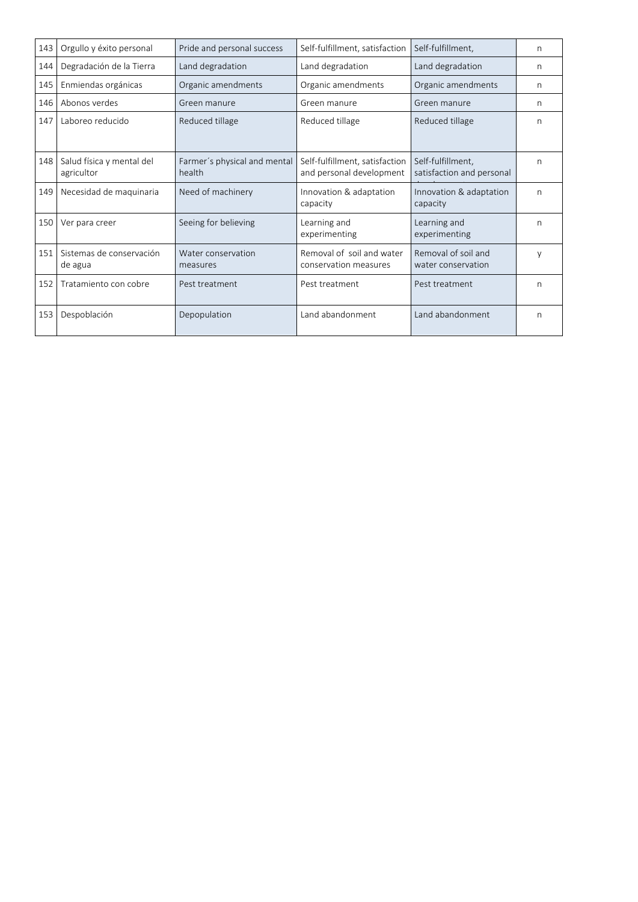| | | | | | |
|---|---|---|---|---|---|
| 143 | Orgullo y éxito personal | Pride and personal success | Self-fulfillment, satisfaction | Self-fulfillment, | n |
| 144 | Degradación de la Tierra | Land degradation | Land degradation | Land degradation | n |
| 145 | Enmiendas orgánicas | Organic amendments | Organic amendments | Organic amendments | n |
| 146 | Abonos verdes | Green manure | Green manure | Green manure | n |
| 147 | Laboreo reducido | Reduced tillage | Reduced tillage | Reduced tillage | n |
| 148 | Salud física y mental del agricultor | Farmer´s physical and mental health | Self-fulfillment, satisfaction and personal development | Self-fulfillment, satisfaction and personal | n |
| 149 | Necesidad de maquinaria | Need of machinery | Innovation & adaptation capacity | Innovation & adaptation capacity | n |
| 150 | Ver para creer | Seeing for believing | Learning and experimenting | Learning and experimenting | n |
| 151 | Sistemas de conservación de agua | Water conservation measures | Removal of soil and water conservation measures | Removal of soil and water conservation | y |
| 152 | Tratamiento con cobre | Pest treatment | Pest treatment | Pest treatment | n |
| 153 | Despoblación | Depopulation | Land abandonment | Land abandonment | n |